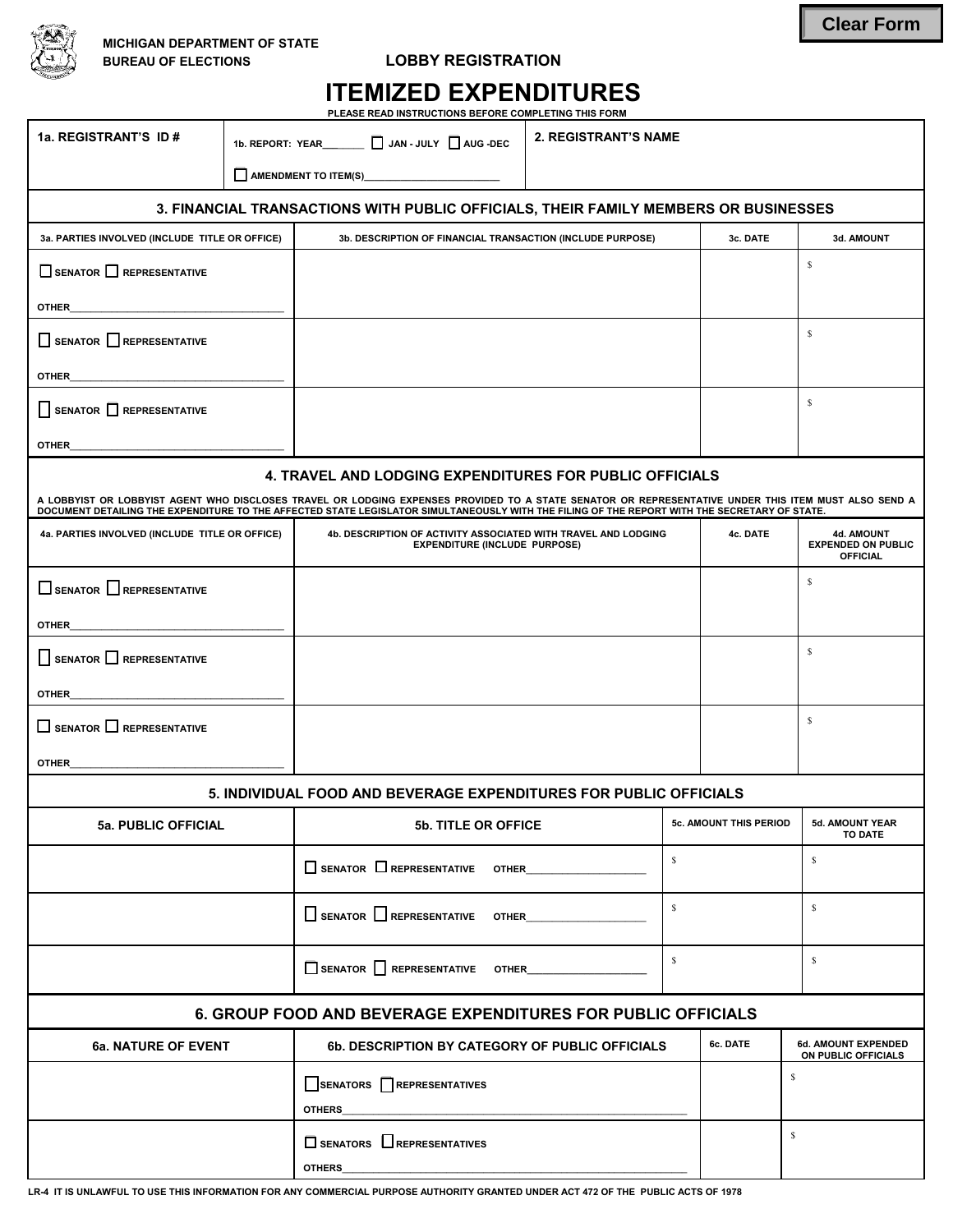Clear Form

**MICHIGAN DEPARTMENT OF STATE**
**BUREAU OF ELECTIONS**

**LOBBY REGISTRATION**

# ITEMIZED EXPENDITURES

PLEASE READ INSTRUCTIONS BEFORE COMPLETING THIS FORM

| 1a. REGISTRANT'S ID # | 1b. REPORT: YEAR______ ☐ JAN - JULY ☐ AUG -DEC<br>☐ AMENDMENT TO ITEM(S)____________________ | 2. REGISTRANT'S NAME |
|---|---|---|
| | | |

## 3. FINANCIAL TRANSACTIONS WITH PUBLIC OFFICIALS, THEIR FAMILY MEMBERS OR BUSINESSES

| 3a. PARTIES INVOLVED (INCLUDE TITLE OR OFFICE) | 3b. DESCRIPTION OF FINANCIAL TRANSACTION (INCLUDE PURPOSE) | 3c. DATE | 3d. AMOUNT |
|---|---|---|---|
| ☐ SENATOR ☐ REPRESENTATIVE<br>OTHER____________________ | | | $ |
| ☐ SENATOR ☐ REPRESENTATIVE<br>OTHER____________________ | | | $ |
| ☐ SENATOR ☐ REPRESENTATIVE<br>OTHER____________________ | | | $ |

## 4. TRAVEL AND LODGING EXPENDITURES FOR PUBLIC OFFICIALS

A LOBBYIST OR LOBBYIST AGENT WHO DISCLOSES TRAVEL OR LODGING EXPENSES PROVIDED TO A STATE SENATOR OR REPRESENTATIVE UNDER THIS ITEM MUST ALSO SEND A DOCUMENT DETAILING THE EXPENDITURE TO THE AFFECTED STATE LEGISLATOR SIMULTANEOUSLY WITH THE FILING OF THE REPORT WITH THE SECRETARY OF STATE.

| 4a. PARTIES INVOLVED (INCLUDE TITLE OR OFFICE) | 4b. DESCRIPTION OF ACTIVITY ASSOCIATED WITH TRAVEL AND LODGING EXPENDITURE (INCLUDE PURPOSE) | 4c. DATE | 4d. AMOUNT EXPENDED ON PUBLIC OFFICIAL |
|---|---|---|---|
| ☐ SENATOR ☐ REPRESENTATIVE<br>OTHER____________________ | | | $ |
| ☐ SENATOR ☐ REPRESENTATIVE<br>OTHER____________________ | | | $ |
| ☐ SENATOR ☐ REPRESENTATIVE<br>OTHER____________________ | | | $ |

## 5. INDIVIDUAL FOOD AND BEVERAGE EXPENDITURES FOR PUBLIC OFFICIALS

| 5a. PUBLIC OFFICIAL | 5b. TITLE OR OFFICE | 5c. AMOUNT THIS PERIOD | 5d. AMOUNT YEAR TO DATE |
|---|---|---|---|
| | ☐ SENATOR ☐ REPRESENTATIVE OTHER__________ | $ | $ |
| | ☐ SENATOR ☐ REPRESENTATIVE OTHER__________ | $ | $ |
| | ☐ SENATOR ☐ REPRESENTATIVE OTHER__________ | $ | $ |

## 6. GROUP FOOD AND BEVERAGE EXPENDITURES FOR PUBLIC OFFICIALS

| 6a. NATURE OF EVENT | 6b. DESCRIPTION BY CATEGORY OF PUBLIC OFFICIALS | 6c. DATE | 6d. AMOUNT EXPENDED ON PUBLIC OFFICIALS |
|---|---|---|---|
| | ☐ SENATORS ☐ REPRESENTATIVES<br>OTHERS____________________ | | $ |
| | ☐ SENATORS ☐ REPRESENTATIVES<br>OTHERS____________________ | | $ |

LR-4 IT IS UNLAWFUL TO USE THIS INFORMATION FOR ANY COMMERCIAL PURPOSE AUTHORITY GRANTED UNDER ACT 472 OF THE PUBLIC ACTS OF 1978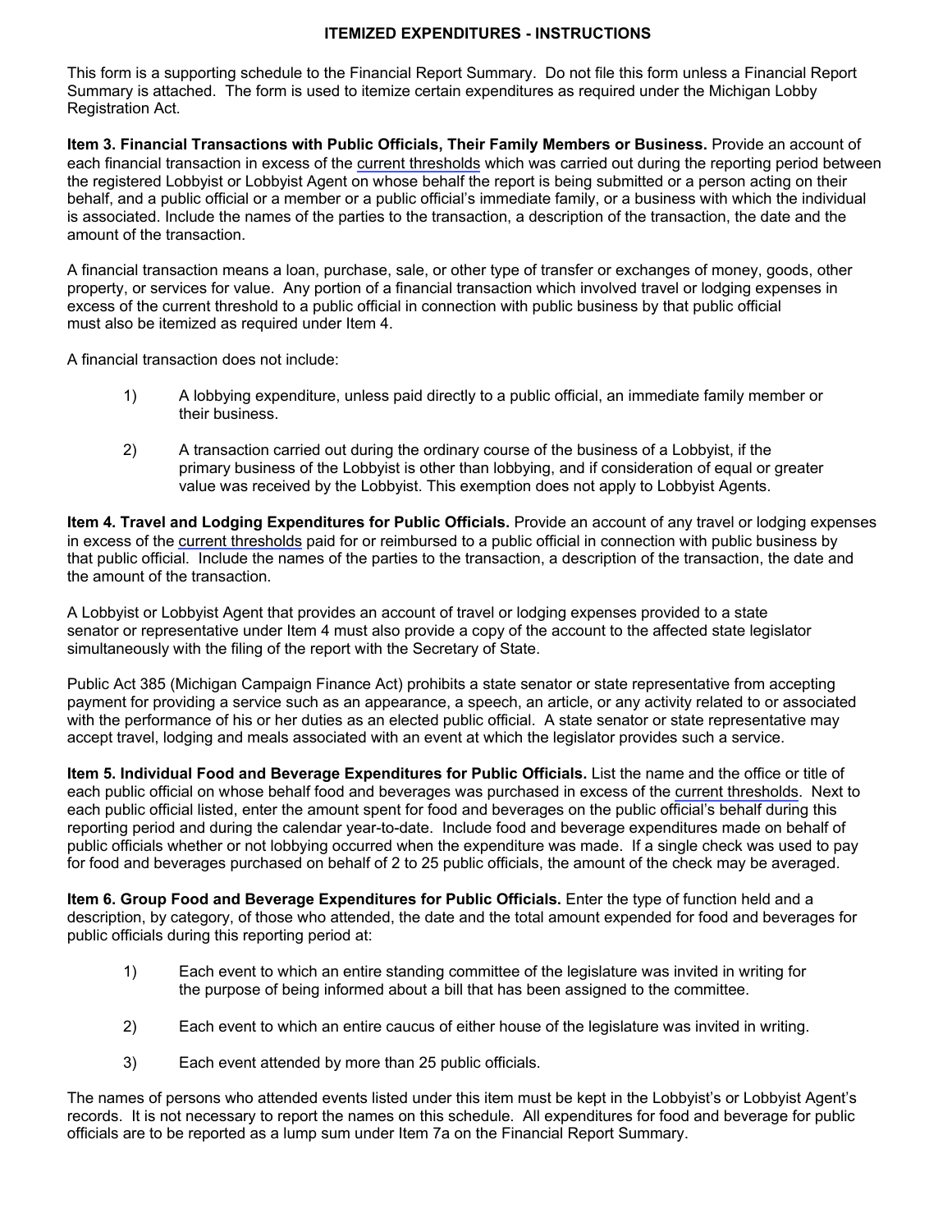## ITEMIZED EXPENDITURES - INSTRUCTIONS

This form is a supporting schedule to the Financial Report Summary. Do not file this form unless a Financial Report Summary is attached. The form is used to itemize certain expenditures as required under the Michigan Lobby Registration Act.

**Item 3. Financial Transactions with Public Officials, Their Family Members or Business.** Provide an account of each financial transaction in excess of the current thresholds which was carried out during the reporting period between the registered Lobbyist or Lobbyist Agent on whose behalf the report is being submitted or a person acting on their behalf, and a public official or a member or a public official's immediate family, or a business with which the individual is associated. Include the names of the parties to the transaction, a description of the transaction, the date and the amount of the transaction.

A financial transaction means a loan, purchase, sale, or other type of transfer or exchanges of money, goods, other property, or services for value. Any portion of a financial transaction which involved travel or lodging expenses in excess of the current threshold to a public official in connection with public business by that public official must also be itemized as required under Item 4.

A financial transaction does not include:

1) A lobbying expenditure, unless paid directly to a public official, an immediate family member or their business.

2) A transaction carried out during the ordinary course of the business of a Lobbyist, if the primary business of the Lobbyist is other than lobbying, and if consideration of equal or greater value was received by the Lobbyist. This exemption does not apply to Lobbyist Agents.

**Item 4. Travel and Lodging Expenditures for Public Officials.** Provide an account of any travel or lodging expenses in excess of the current thresholds paid for or reimbursed to a public official in connection with public business by that public official. Include the names of the parties to the transaction, a description of the transaction, the date and the amount of the transaction.

A Lobbyist or Lobbyist Agent that provides an account of travel or lodging expenses provided to a state senator or representative under Item 4 must also provide a copy of the account to the affected state legislator simultaneously with the filing of the report with the Secretary of State.

Public Act 385 (Michigan Campaign Finance Act) prohibits a state senator or state representative from accepting payment for providing a service such as an appearance, a speech, an article, or any activity related to or associated with the performance of his or her duties as an elected public official. A state senator or state representative may accept travel, lodging and meals associated with an event at which the legislator provides such a service.

**Item 5. Individual Food and Beverage Expenditures for Public Officials.** List the name and the office or title of each public official on whose behalf food and beverages was purchased in excess of the current thresholds. Next to each public official listed, enter the amount spent for food and beverages on the public official's behalf during this reporting period and during the calendar year-to-date. Include food and beverage expenditures made on behalf of public officials whether or not lobbying occurred when the expenditure was made. If a single check was used to pay for food and beverages purchased on behalf of 2 to 25 public officials, the amount of the check may be averaged.

**Item 6. Group Food and Beverage Expenditures for Public Officials.** Enter the type of function held and a description, by category, of those who attended, the date and the total amount expended for food and beverages for public officials during this reporting period at:

1) Each event to which an entire standing committee of the legislature was invited in writing for the purpose of being informed about a bill that has been assigned to the committee.

2) Each event to which an entire caucus of either house of the legislature was invited in writing.

3) Each event attended by more than 25 public officials.

The names of persons who attended events listed under this item must be kept in the Lobbyist's or Lobbyist Agent's records. It is not necessary to report the names on this schedule. All expenditures for food and beverage for public officials are to be reported as a lump sum under Item 7a on the Financial Report Summary.